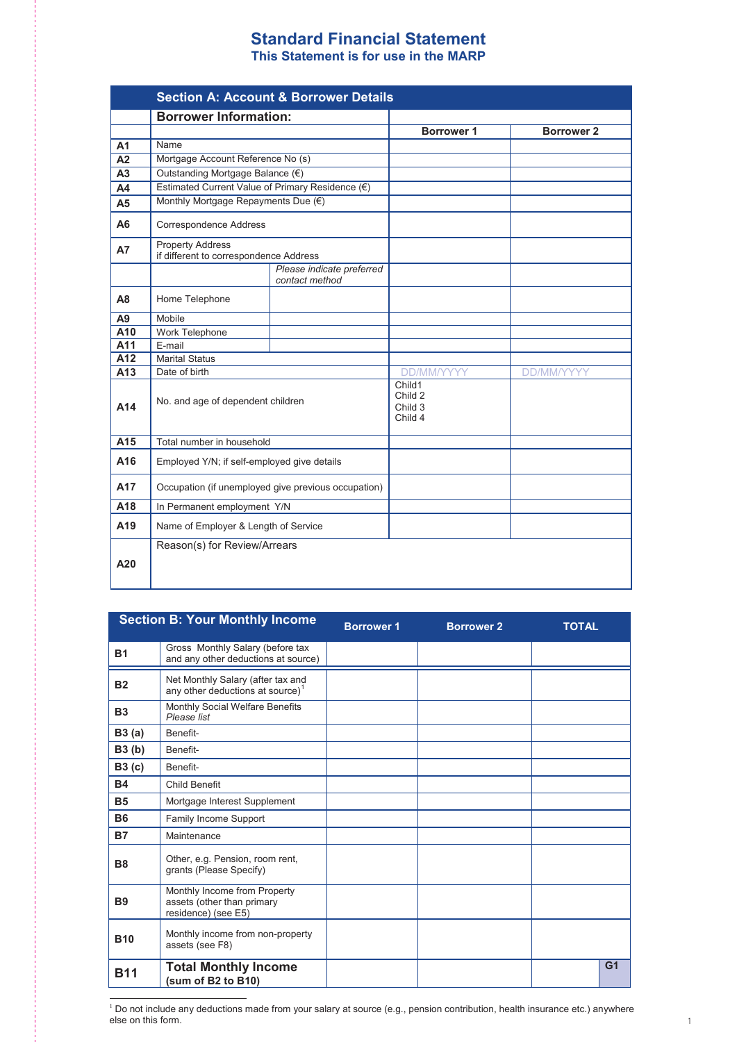# Standard Financial Statement

## This Statement is for use in the MARP

| | **Section A: Account & Borrower Details** | | | |
|---|---|---|---|---|
| | **Borrower Information:** | | | |
| | | | **Borrower 1** | **Borrower 2** |
| **A1** | Name | | | |
| **A2** | Mortgage Account Reference No (s) | | | |
| **A3** | Outstanding Mortgage Balance (€) | | | |
| **A4** | Estimated Current Value of Primary Residence (€) | | | |
| **A5** | Monthly Mortgage Repayments Due (€) | | | |
| **A6** | Correspondence Address | | | |
| **A7** | Property Address if different to correspondence Address | | | |
| | | *Please indicate preferred contact method* | | |
| **A8** | Home Telephone | | | |
| **A9** | Mobile | | | |
| **A10** | Work Telephone | | | |
| **A11** | E-mail | | | |
| **A12** | Marital Status | | | |
| **A13** | Date of birth | | DD/MM/YYYY | DD/MM/YYYY |
| **A14** | No. and age of dependent children | | Child1<br>Child 2<br>Child 3<br>Child 4 | |
| **A15** | Total number in household | | | |
| **A16** | Employed Y/N; if self-employed give details | | | |
| **A17** | Occupation (if unemployed give previous occupation) | | | |
| **A18** | In Permanent employment Y/N | | | |
| **A19** | Name of Employer & Length of Service | | | |
| **A20** | Reason(s) for Review/Arrears | | | |

| | **Section B: Your Monthly Income** | **Borrower 1** | **Borrower 2** | **TOTAL** |
|---|---|---|---|---|
| **B1** | Gross Monthly Salary (before tax and any other deductions at source) | | | |
| **B2** | Net Monthly Salary (after tax and any other deductions at source)[1] | | | |
| **B3** | Monthly Social Welfare Benefits *Please list* | | | |
| **B3 (a)** | Benefit- | | | |
| **B3 (b)** | Benefit- | | | |
| **B3 (c)** | Benefit- | | | |
| **B4** | Child Benefit | | | |
| **B5** | Mortgage Interest Supplement | | | |
| **B6** | Family Income Support | | | |
| **B7** | Maintenance | | | |
| **B8** | Other, e.g. Pension, room rent, grants (Please Specify) | | | |
| **B9** | Monthly Income from Property assets (other than primary residence) (see E5) | | | |
| **B10** | Monthly income from non-property assets (see F8) | | | |
| **B11** | **Total Monthly Income (sum of B2 to B10)** | | | G1 |

[1] Do not include any deductions made from your salary at source (e.g., pension contribution, health insurance etc.) anywhere else on this form.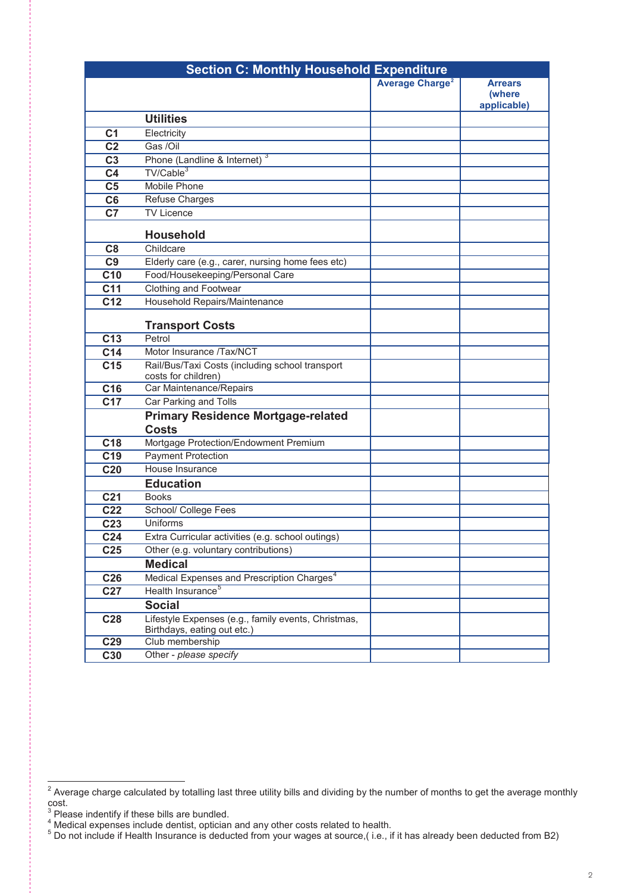| Section C: Monthly Household Expenditure | | Average Charge[2] | Arrears (where applicable) |
|---|---|---|---|
| | **Utilities** | | |
| **C1** | Electricity | | |
| **C2** | Gas /Oil | | |
| **C3** | Phone (Landline & Internet) [3] | | |
| **C4** | TV/Cable[3] | | |
| **C5** | Mobile Phone | | |
| **C6** | Refuse Charges | | |
| **C7** | TV Licence | | |
| | **Household** | | |
| **C8** | Childcare | | |
| **C9** | Elderly care (e.g., carer, nursing home fees etc) | | |
| **C10** | Food/Housekeeping/Personal Care | | |
| **C11** | Clothing and Footwear | | |
| **C12** | Household Repairs/Maintenance | | |
| | **Transport Costs** | | |
| **C13** | Petrol | | |
| **C14** | Motor Insurance /Tax/NCT | | |
| **C15** | Rail/Bus/Taxi Costs (including school transport costs for children) | | |
| **C16** | Car Maintenance/Repairs | | |
| **C17** | Car Parking and Tolls | | |
| | **Primary Residence Mortgage-related Costs** | | |
| **C18** | Mortgage Protection/Endowment Premium | | |
| **C19** | Payment Protection | | |
| **C20** | House Insurance | | |
| | **Education** | | |
| **C21** | Books | | |
| **C22** | School/ College Fees | | |
| **C23** | Uniforms | | |
| **C24** | Extra Curricular activities (e.g. school outings) | | |
| **C25** | Other (e.g. voluntary contributions) | | |
| | **Medical** | | |
| **C26** | Medical Expenses and Prescription Charges[4] | | |
| **C27** | Health Insurance[5] | | |
| | **Social** | | |
| **C28** | Lifestyle Expenses (e.g., family events, Christmas, Birthdays, eating out etc.) | | |
| **C29** | Club membership | | |
| **C30** | Other - *please specify* | | |

[2] Average charge calculated by totalling last three utility bills and dividing by the number of months to get the average monthly cost.

[3] Please indentify if these bills are bundled.

[4] Medical expenses include dentist, optician and any other costs related to health.

[5] Do not include if Health Insurance is deducted from your wages at source,( i.e., if it has already been deducted from B2)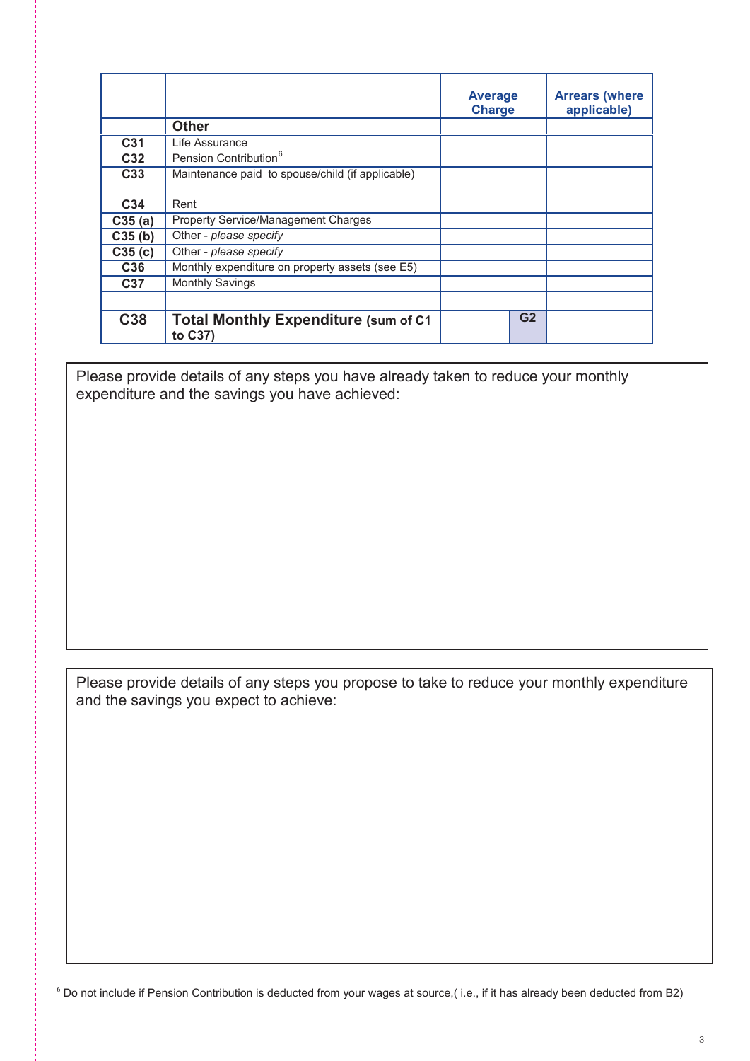| | | Average Charge | Arrears (where applicable) |
|---|---|---|---|
| | **Other** | | |
| **C31** | Life Assurance | | |
| **C32** | Pension Contribution[6] | | |
| **C33** | Maintenance paid to spouse/child (if applicable) | | |
| **C34** | Rent | | |
| **C35 (a)** | Property Service/Management Charges | | |
| **C35 (b)** | Other - *please specify* | | |
| **C35 (c)** | Other - *please specify* | | |
| **C36** | Monthly expenditure on property assets (see E5) | | |
| **C37** | Monthly Savings | | |
| | | | |
| **C38** | **Total Monthly Expenditure (sum of C1 to C37)** | G2 | |

Please provide details of any steps you have already taken to reduce your monthly expenditure and the savings you have achieved:

Please provide details of any steps you propose to take to reduce your monthly expenditure and the savings you expect to achieve:

[6] Do not include if Pension Contribution is deducted from your wages at source,( i.e., if it has already been deducted from B2)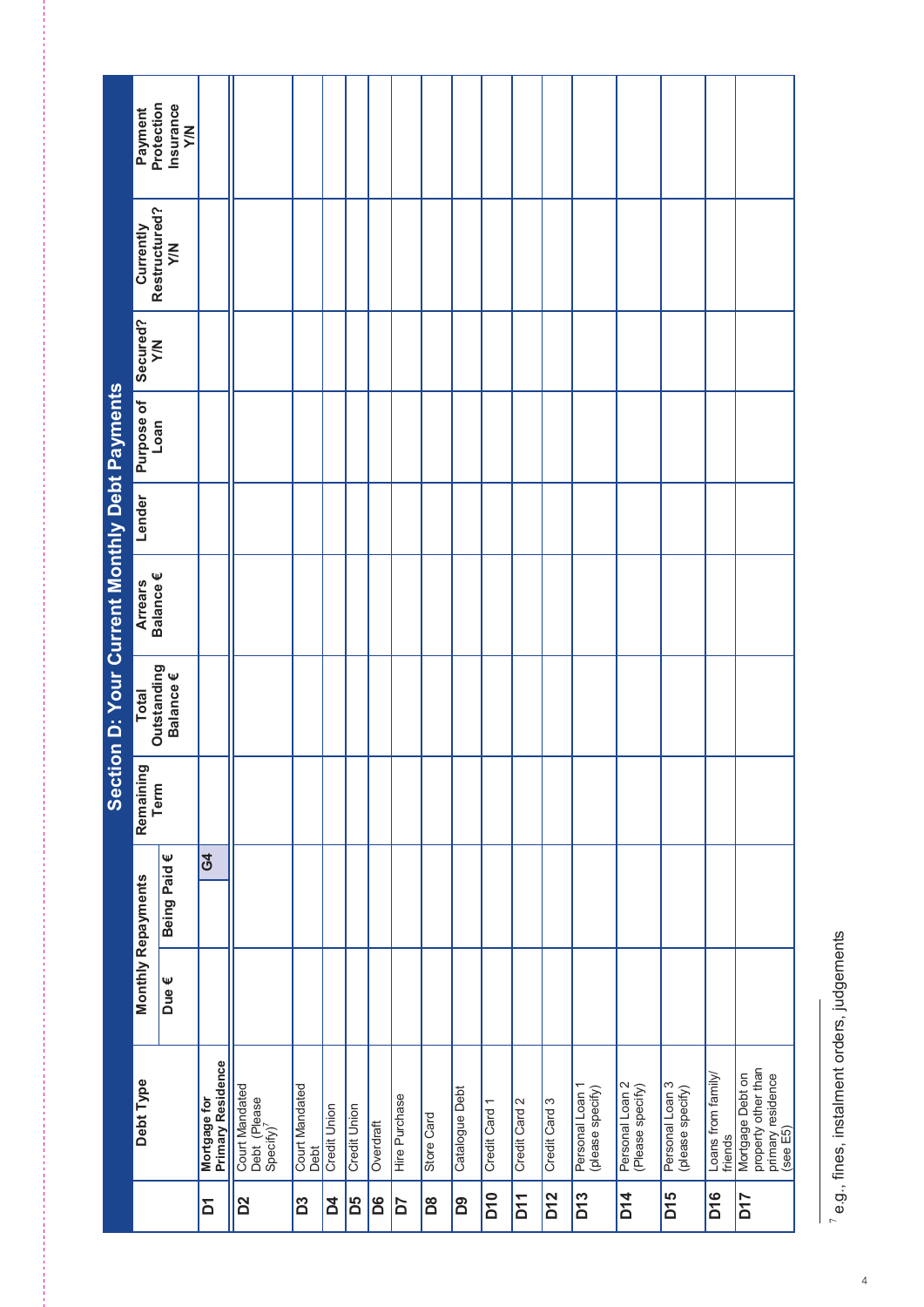## Section D: Your Current Monthly Debt Payments

| | Debt Type | Monthly Repayments | | Remaining Term | Total Outstanding Balance € | Arrears Balance € | Lender | Purpose of Loan | Secured? Y/N | Currently Restructured? Y/N | Payment Protection Insurance Y/N |
|---|---|---|---|---|---|---|---|---|---|---|---|
| | | Due € | Being Paid € | | | | | | | | |
| **D1** | **Mortgage for Primary Residence** | | G4 | | | | | | | | |
| **D2** | Court Mandated Debt (Please Specify)[7] | | | | | | | | | | |
| **D3** | Court Mandated Debt | | | | | | | | | | |
| **D4** | Credit Union | | | | | | | | | | |
| **D5** | Credit Union | | | | | | | | | | |
| **D6** | Overdraft | | | | | | | | | | |
| **D7** | Hire Purchase | | | | | | | | | | |
| **D8** | Store Card | | | | | | | | | | |
| **D9** | Catalogue Debt | | | | | | | | | | |
| **D10** | Credit Card 1 | | | | | | | | | | |
| **D11** | Credit Card 2 | | | | | | | | | | |
| **D12** | Credit Card 3 | | | | | | | | | | |
| **D13** | Personal Loan 1 (please specify) | | | | | | | | | | |
| **D14** | Personal Loan 2 (Please specify) | | | | | | | | | | |
| **D15** | Personal Loan 3 (please specify) | | | | | | | | | | |
| **D16** | Loans from family/ friends | | | | | | | | | | |
| **D17** | Mortgage Debt on property other than primary residence (see E5) | | | | | | | | | | |

[7] e.g., fines, instalment orders, judgements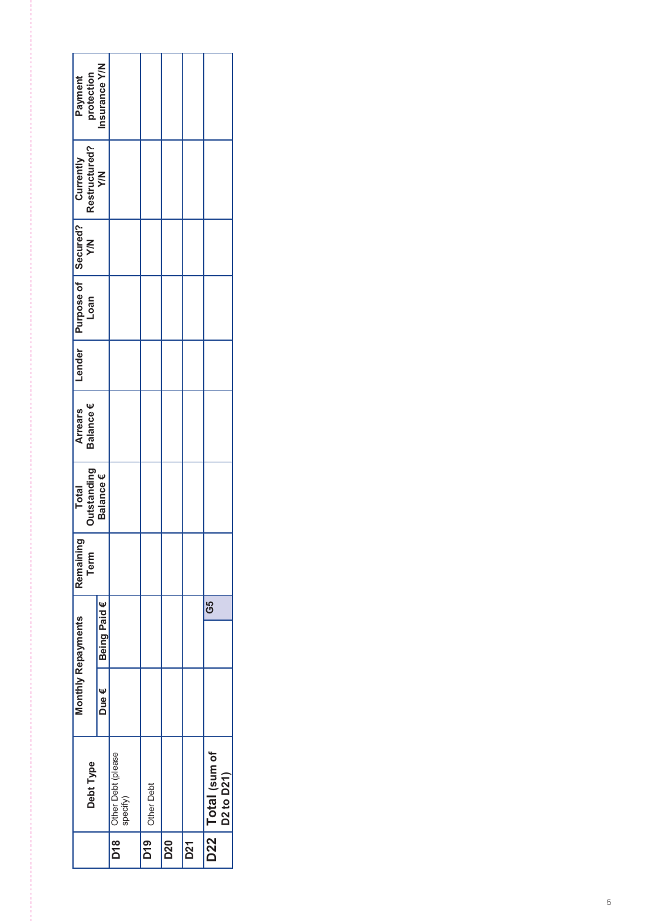| | Debt Type | Monthly Repayments | | Remaining Term | Total Outstanding Balance € | Arrears Balance € | Lender | Purpose of Loan | Secured? Y/N | Currently Restructured? Y/N | Payment protection Insurance Y/N |
|---|---|---|---|---|---|---|---|---|---|---|---|
| | | Due € | Being Paid € | | | | | | | | |
| D18 | Other Debt (please specify) | | | | | | | | | | |
| D19 | Other Debt | | | | | | | | | | |
| D20 | | | | | | | | | | | |
| D21 | | | | | | | | | | | |
| D22 | **Total** (sum of D2 to D21) | | G5 | | | | | | | | |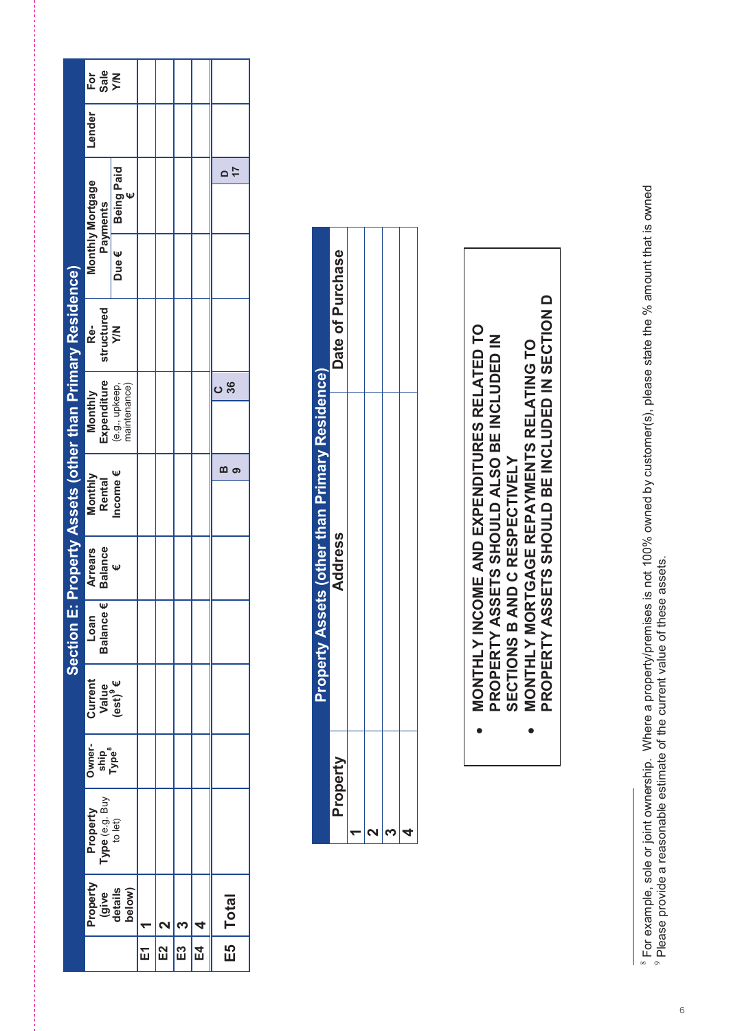## Section E: Property Assets (other than Primary Residence)

| | Property (give details below) | Property Type (e.g. Buy to let) | Owner-ship Type[8] | Current Value (est)[9] € | Loan Balance € | Arrears Balance € | Monthly Rental Income € | Monthly Expenditure (e.g., upkeep, maintenance) | Re-structured Y/N | Monthly Mortgage Payments | | Lender | For Sale Y/N |
|---|---|---|---|---|---|---|---|---|---|---|---|---|---|
| | | | | | | | | | | Due € | Being Paid € | | |
| E1 | 1 | | | | | | | | | | | | |
| E2 | 2 | | | | | | | | | | | | |
| E3 | 3 | | | | | | | | | | | | |
| E4 | 4 | | | | | | | | | | | | |
| E5 | Total | | | | | | B 9 | C 36 | | | D 17 | | |

## Property Assets (other than Primary Residence)

| Property | Address | Date of Purchase |
|---|---|---|
| 1 | | |
| 2 | | |
| 3 | | |
| 4 | | |

- **MONTHLY INCOME AND EXPENDITURES RELATED TO PROPERTY ASSETS SHOULD ALSO BE INCLUDED IN SECTIONS B AND C RESPECTIVELY**
- **MONTHLY MORTGAGE REPAYMENTS RELATING TO PROPERTY ASSETS SHOULD BE INCLUDED IN SECTION D**

---

[8] For example, sole or joint ownership. Where a property/premises is not 100% owned by customer(s), please state the % amount that is owned
[9] Please provide a reasonable estimate of the current value of these assets.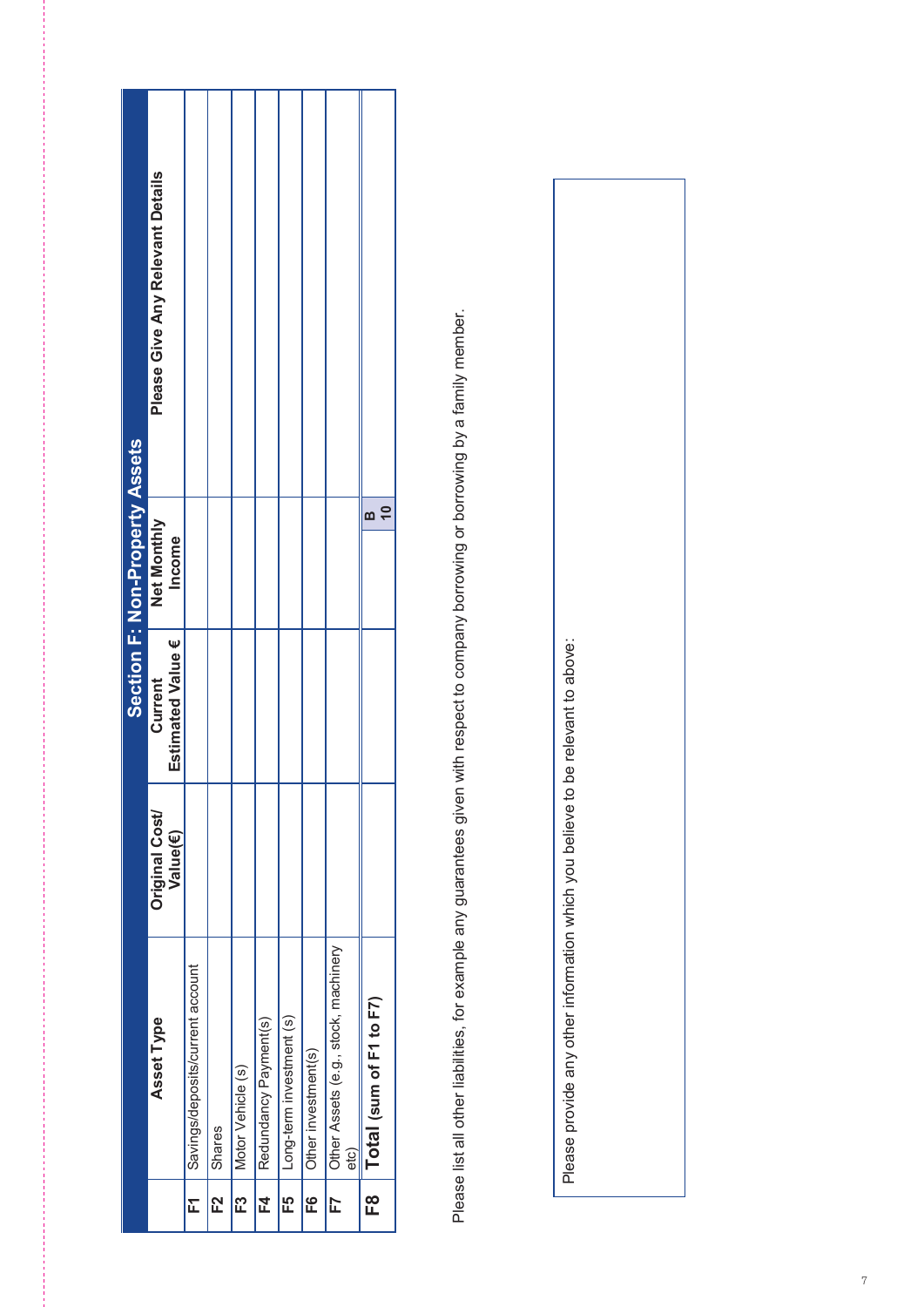## Section F: Non-Property Assets

| | Asset Type | Original Cost/ Value(€) | Current Estimated Value € | Net Monthly Income | Please Give Any Relevant Details |
|---|---|---|---|---|---|
| F1 | Savings/deposits/current account | | | | |
| F2 | Shares | | | | |
| F3 | Motor Vehicle (s) | | | | |
| F4 | Redundancy Payment(s) | | | | |
| F5 | Long-term investment (s) | | | | |
| F6 | Other investment(s) | | | | |
| F7 | Other Assets (e.g., stock, machinery etc) | | | | |
| F8 | **Total** (sum of F1 to F7) | | | B 10 | |

Please list all other liabilities, for example any guarantees given with respect to company borrowing or borrowing by a family member.

Please provide any other information which you believe to be relevant to above: